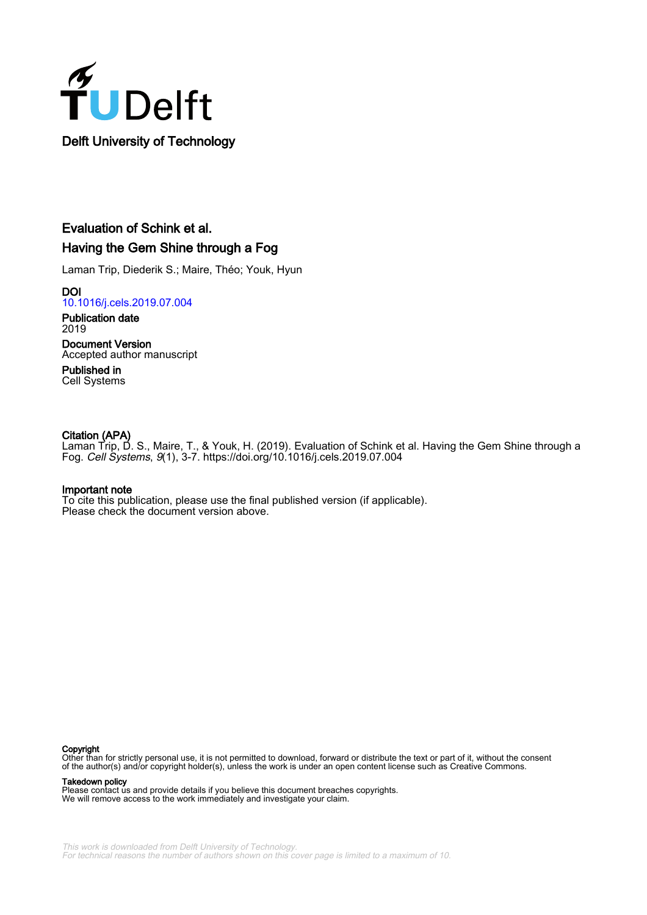Delft University of Technology

# Evaluation of Schink et al.

## Having the Gem Shine through a Fog

Laman Trip, Diederik S.; Maire, Théo; Youk, Hyun

**DOI**
10.1016/j.cels.2019.07.004

**Publication date**
2019

**Document Version**
Accepted author manuscript

**Published in**
Cell Systems

**Citation (APA)**
Laman Trip, D. S., Maire, T., & Youk, H. (2019). Evaluation of Schink et al. Having the Gem Shine through a Fog. *Cell Systems*, *9*(1), 3-7. https://doi.org/10.1016/j.cels.2019.07.004

**Important note**
To cite this publication, please use the final published version (if applicable).
Please check the document version above.

**Copyright**
Other than for strictly personal use, it is not permitted to download, forward or distribute the text or part of it, without the consent of the author(s) and/or copyright holder(s), unless the work is under an open content license such as Creative Commons.

**Takedown policy**
Please contact us and provide details if you believe this document breaches copyrights.
We will remove access to the work immediately and investigate your claim.

*This work is downloaded from Delft University of Technology.*
*For technical reasons the number of authors shown on this cover page is limited to a maximum of 10.*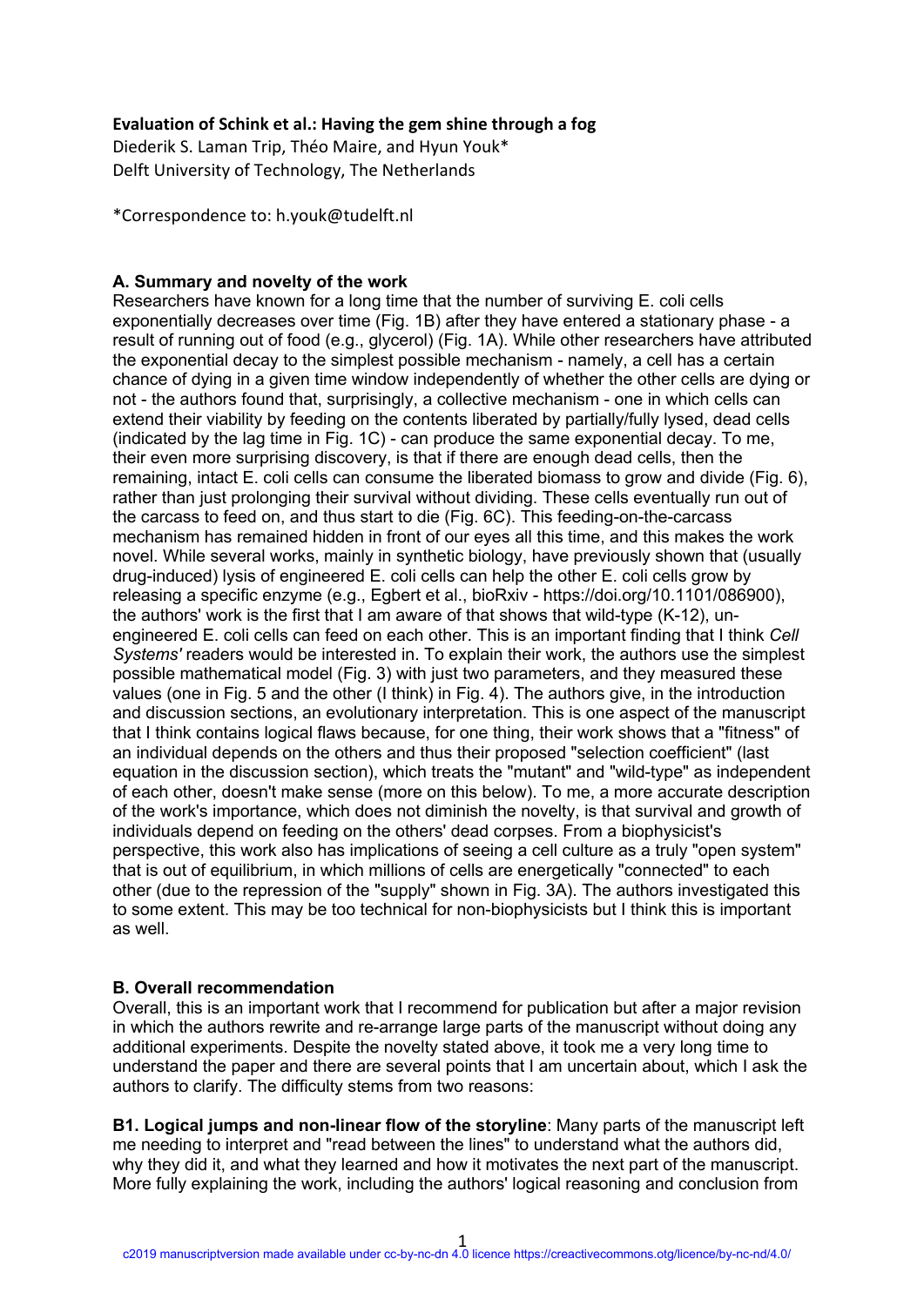**Evaluation of Schink et al.: Having the gem shine through a fog**

Diederik S. Laman Trip, Théo Maire, and Hyun Youk*

Delft University of Technology, The Netherlands

*Correspondence to: h.youk@tudelft.nl

### A. Summary and novelty of the work

Researchers have known for a long time that the number of surviving E. coli cells exponentially decreases over time (Fig. 1B) after they have entered a stationary phase - a result of running out of food (e.g., glycerol) (Fig. 1A). While other researchers have attributed the exponential decay to the simplest possible mechanism - namely, a cell has a certain chance of dying in a given time window independently of whether the other cells are dying or not - the authors found that, surprisingly, a collective mechanism - one in which cells can extend their viability by feeding on the contents liberated by partially/fully lysed, dead cells (indicated by the lag time in Fig. 1C) - can produce the same exponential decay. To me, their even more surprising discovery, is that if there are enough dead cells, then the remaining, intact E. coli cells can consume the liberated biomass to grow and divide (Fig. 6), rather than just prolonging their survival without dividing. These cells eventually run out of the carcass to feed on, and thus start to die (Fig. 6C). This feeding-on-the-carcass mechanism has remained hidden in front of our eyes all this time, and this makes the work novel. While several works, mainly in synthetic biology, have previously shown that (usually drug-induced) lysis of engineered E. coli cells can help the other E. coli cells grow by releasing a specific enzyme (e.g., Egbert et al., bioRxiv - https://doi.org/10.1101/086900), the authors' work is the first that I am aware of that shows that wild-type (K-12), un-engineered E. coli cells can feed on each other. This is an important finding that I think *Cell Systems'* readers would be interested in. To explain their work, the authors use the simplest possible mathematical model (Fig. 3) with just two parameters, and they measured these values (one in Fig. 5 and the other (I think) in Fig. 4). The authors give, in the introduction and discussion sections, an evolutionary interpretation. This is one aspect of the manuscript that I think contains logical flaws because, for one thing, their work shows that a "fitness" of an individual depends on the others and thus their proposed "selection coefficient" (last equation in the discussion section), which treats the "mutant" and "wild-type" as independent of each other, doesn't make sense (more on this below). To me, a more accurate description of the work's importance, which does not diminish the novelty, is that survival and growth of individuals depend on feeding on the others' dead corpses. From a biophysicist's perspective, this work also has implications of seeing a cell culture as a truly "open system" that is out of equilibrium, in which millions of cells are energetically "connected" to each other (due to the repression of the "supply" shown in Fig. 3A). The authors investigated this to some extent. This may be too technical for non-biophysicists but I think this is important as well.

### B. Overall recommendation

Overall, this is an important work that I recommend for publication but after a major revision in which the authors rewrite and re-arrange large parts of the manuscript without doing any additional experiments. Despite the novelty stated above, it took me a very long time to understand the paper and there are several points that I am uncertain about, which I ask the authors to clarify. The difficulty stems from two reasons:

**B1. Logical jumps and non-linear flow of the storyline**: Many parts of the manuscript left me needing to interpret and "read between the lines" to understand what the authors did, why they did it, and what they learned and how it motivates the next part of the manuscript. More fully explaining the work, including the authors' logical reasoning and conclusion from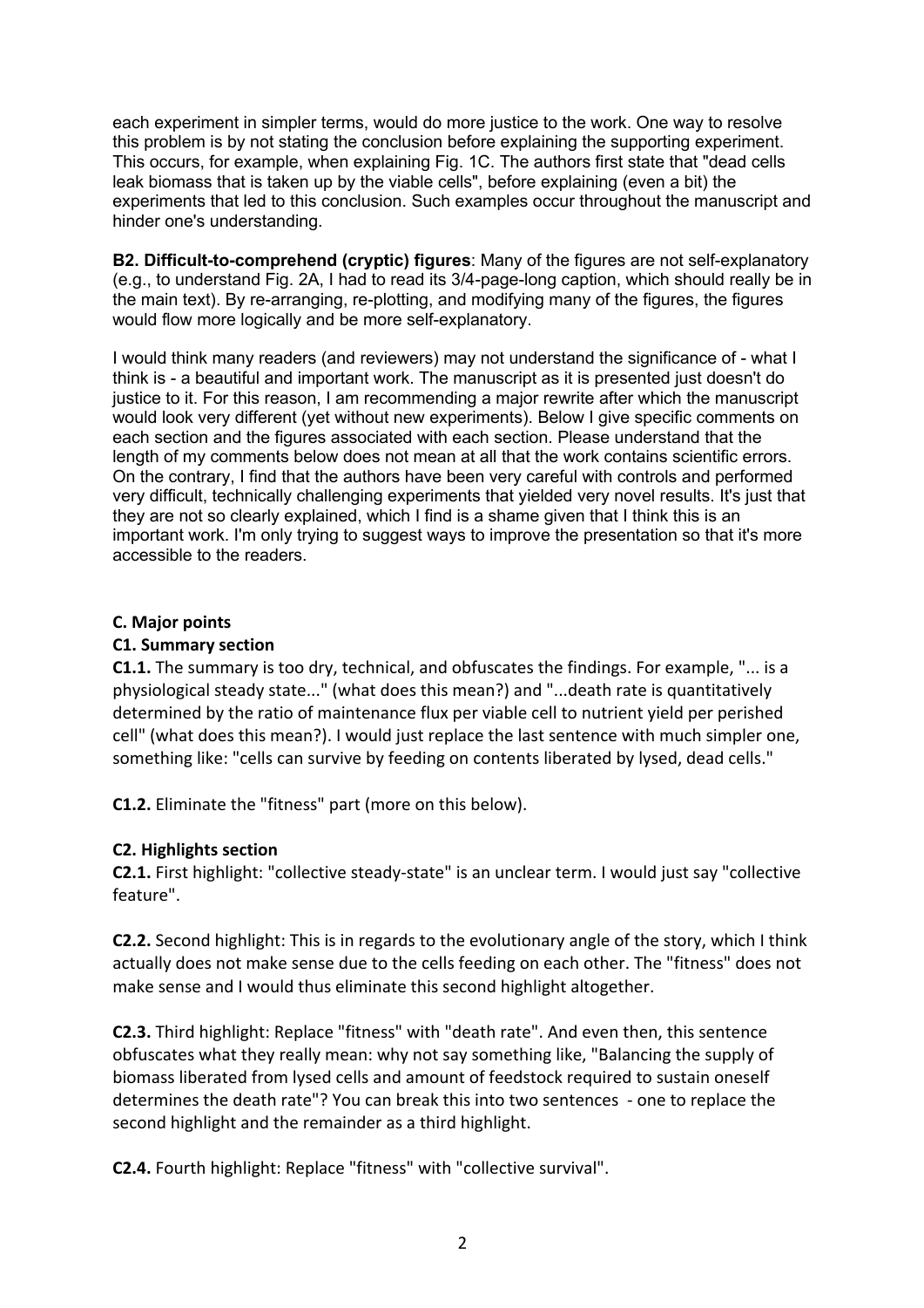each experiment in simpler terms, would do more justice to the work. One way to resolve this problem is by not stating the conclusion before explaining the supporting experiment. This occurs, for example, when explaining Fig. 1C. The authors first state that "dead cells leak biomass that is taken up by the viable cells", before explaining (even a bit) the experiments that led to this conclusion. Such examples occur throughout the manuscript and hinder one's understanding.

**B2. Difficult-to-comprehend (cryptic) figures**: Many of the figures are not self-explanatory (e.g., to understand Fig. 2A, I had to read its 3/4-page-long caption, which should really be in the main text). By re-arranging, re-plotting, and modifying many of the figures, the figures would flow more logically and be more self-explanatory.

I would think many readers (and reviewers) may not understand the significance of - what I think is - a beautiful and important work. The manuscript as it is presented just doesn't do justice to it. For this reason, I am recommending a major rewrite after which the manuscript would look very different (yet without new experiments). Below I give specific comments on each section and the figures associated with each section. Please understand that the length of my comments below does not mean at all that the work contains scientific errors. On the contrary, I find that the authors have been very careful with controls and performed very difficult, technically challenging experiments that yielded very novel results. It's just that they are not so clearly explained, which I find is a shame given that I think this is an important work. I'm only trying to suggest ways to improve the presentation so that it's more accessible to the readers.

## C. Major points

### C1. Summary section

**C1.1.** The summary is too dry, technical, and obfuscates the findings. For example, "... is a physiological steady state..." (what does this mean?) and "...death rate is quantitatively determined by the ratio of maintenance flux per viable cell to nutrient yield per perished cell" (what does this mean?). I would just replace the last sentence with much simpler one, something like: "cells can survive by feeding on contents liberated by lysed, dead cells."

**C1.2.** Eliminate the "fitness" part (more on this below).

### C2. Highlights section

**C2.1.** First highlight: "collective steady-state" is an unclear term. I would just say "collective feature".

**C2.2.** Second highlight: This is in regards to the evolutionary angle of the story, which I think actually does not make sense due to the cells feeding on each other. The "fitness" does not make sense and I would thus eliminate this second highlight altogether.

**C2.3.** Third highlight: Replace "fitness" with "death rate". And even then, this sentence obfuscates what they really mean: why not say something like, "Balancing the supply of biomass liberated from lysed cells and amount of feedstock required to sustain oneself determines the death rate"? You can break this into two sentences - one to replace the second highlight and the remainder as a third highlight.

**C2.4.** Fourth highlight: Replace "fitness" with "collective survival".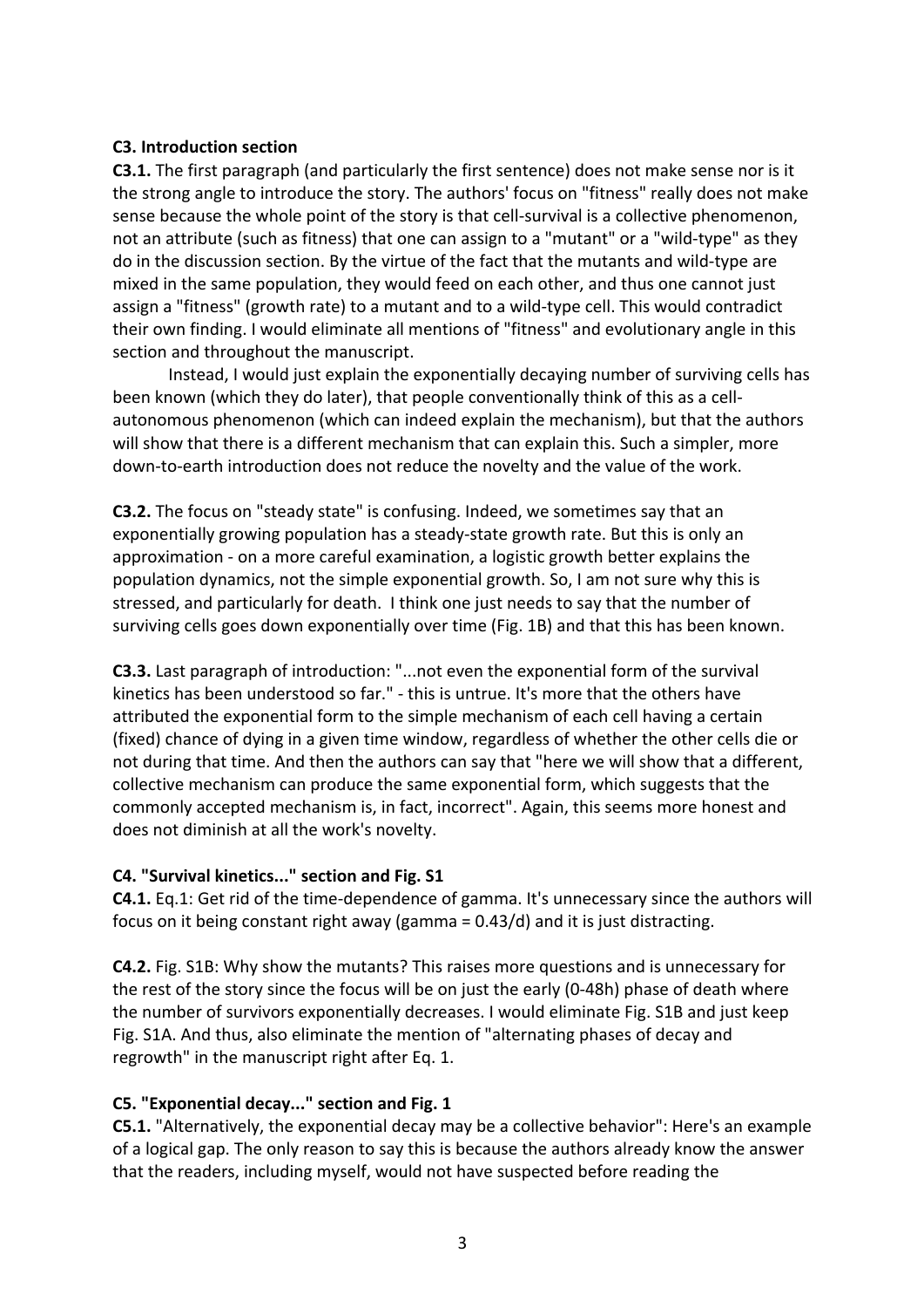**C3. Introduction section**

**C3.1.** The first paragraph (and particularly the first sentence) does not make sense nor is it the strong angle to introduce the story. The authors' focus on "fitness" really does not make sense because the whole point of the story is that cell-survival is a collective phenomenon, not an attribute (such as fitness) that one can assign to a "mutant" or a "wild-type" as they do in the discussion section. By the virtue of the fact that the mutants and wild-type are mixed in the same population, they would feed on each other, and thus one cannot just assign a "fitness" (growth rate) to a mutant and to a wild-type cell. This would contradict their own finding. I would eliminate all mentions of "fitness" and evolutionary angle in this section and throughout the manuscript.

Instead, I would just explain the exponentially decaying number of surviving cells has been known (which they do later), that people conventionally think of this as a cell-autonomous phenomenon (which can indeed explain the mechanism), but that the authors will show that there is a different mechanism that can explain this. Such a simpler, more down-to-earth introduction does not reduce the novelty and the value of the work.

**C3.2.** The focus on "steady state" is confusing. Indeed, we sometimes say that an exponentially growing population has a steady-state growth rate. But this is only an approximation - on a more careful examination, a logistic growth better explains the population dynamics, not the simple exponential growth. So, I am not sure why this is stressed, and particularly for death. I think one just needs to say that the number of surviving cells goes down exponentially over time (Fig. 1B) and that this has been known.

**C3.3.** Last paragraph of introduction: "...not even the exponential form of the survival kinetics has been understood so far." - this is untrue. It's more that the others have attributed the exponential form to the simple mechanism of each cell having a certain (fixed) chance of dying in a given time window, regardless of whether the other cells die or not during that time. And then the authors can say that "here we will show that a different, collective mechanism can produce the same exponential form, which suggests that the commonly accepted mechanism is, in fact, incorrect". Again, this seems more honest and does not diminish at all the work's novelty.

**C4. "Survival kinetics..." section and Fig. S1**

**C4.1.** Eq.1: Get rid of the time-dependence of gamma. It's unnecessary since the authors will focus on it being constant right away (gamma = 0.43/d) and it is just distracting.

**C4.2.** Fig. S1B: Why show the mutants? This raises more questions and is unnecessary for the rest of the story since the focus will be on just the early (0-48h) phase of death where the number of survivors exponentially decreases. I would eliminate Fig. S1B and just keep Fig. S1A. And thus, also eliminate the mention of "alternating phases of decay and regrowth" in the manuscript right after Eq. 1.

**C5. "Exponential decay..." section and Fig. 1**

**C5.1.** "Alternatively, the exponential decay may be a collective behavior": Here's an example of a logical gap. The only reason to say this is because the authors already know the answer that the readers, including myself, would not have suspected before reading the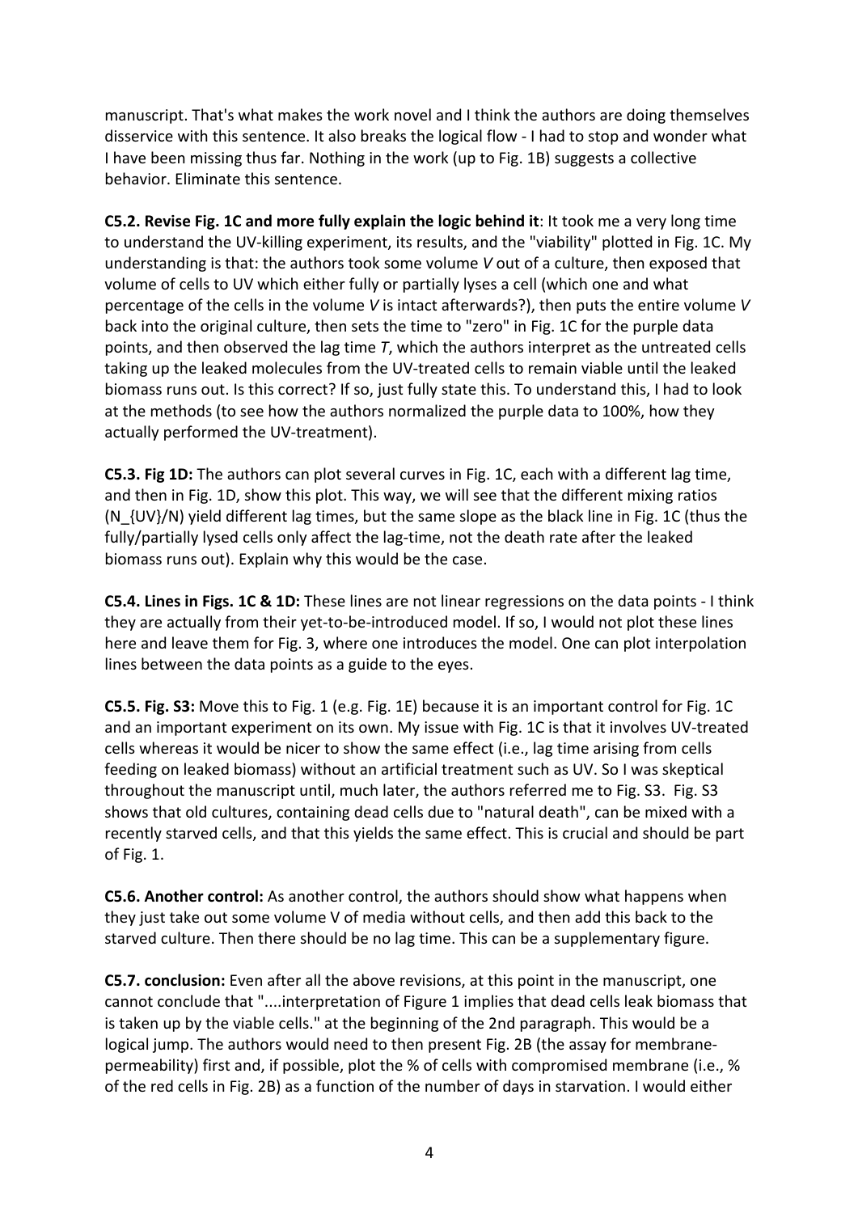manuscript. That's what makes the work novel and I think the authors are doing themselves disservice with this sentence. It also breaks the logical flow - I had to stop and wonder what I have been missing thus far. Nothing in the work (up to Fig. 1B) suggests a collective behavior. Eliminate this sentence.

**C5.2. Revise Fig. 1C and more fully explain the logic behind it**: It took me a very long time to understand the UV-killing experiment, its results, and the "viability" plotted in Fig. 1C. My understanding is that: the authors took some volume *V* out of a culture, then exposed that volume of cells to UV which either fully or partially lyses a cell (which one and what percentage of the cells in the volume *V* is intact afterwards?), then puts the entire volume *V* back into the original culture, then sets the time to "zero" in Fig. 1C for the purple data points, and then observed the lag time *T*, which the authors interpret as the untreated cells taking up the leaked molecules from the UV-treated cells to remain viable until the leaked biomass runs out. Is this correct? If so, just fully state this. To understand this, I had to look at the methods (to see how the authors normalized the purple data to 100%, how they actually performed the UV-treatment).

**C5.3. Fig 1D:** The authors can plot several curves in Fig. 1C, each with a different lag time, and then in Fig. 1D, show this plot. This way, we will see that the different mixing ratios ($N_{UV}/N$) yield different lag times, but the same slope as the black line in Fig. 1C (thus the fully/partially lysed cells only affect the lag-time, not the death rate after the leaked biomass runs out). Explain why this would be the case.

**C5.4. Lines in Figs. 1C & 1D:** These lines are not linear regressions on the data points - I think they are actually from their yet-to-be-introduced model. If so, I would not plot these lines here and leave them for Fig. 3, where one introduces the model. One can plot interpolation lines between the data points as a guide to the eyes.

**C5.5. Fig. S3:** Move this to Fig. 1 (e.g. Fig. 1E) because it is an important control for Fig. 1C and an important experiment on its own. My issue with Fig. 1C is that it involves UV-treated cells whereas it would be nicer to show the same effect (i.e., lag time arising from cells feeding on leaked biomass) without an artificial treatment such as UV. So I was skeptical throughout the manuscript until, much later, the authors referred me to Fig. S3. Fig. S3 shows that old cultures, containing dead cells due to "natural death", can be mixed with a recently starved cells, and that this yields the same effect. This is crucial and should be part of Fig. 1.

**C5.6. Another control:** As another control, the authors should show what happens when they just take out some volume V of media without cells, and then add this back to the starved culture. Then there should be no lag time. This can be a supplementary figure.

**C5.7. conclusion:** Even after all the above revisions, at this point in the manuscript, one cannot conclude that "....interpretation of Figure 1 implies that dead cells leak biomass that is taken up by the viable cells." at the beginning of the 2nd paragraph. This would be a logical jump. The authors would need to then present Fig. 2B (the assay for membrane-permeability) first and, if possible, plot the % of cells with compromised membrane (i.e., % of the red cells in Fig. 2B) as a function of the number of days in starvation. I would either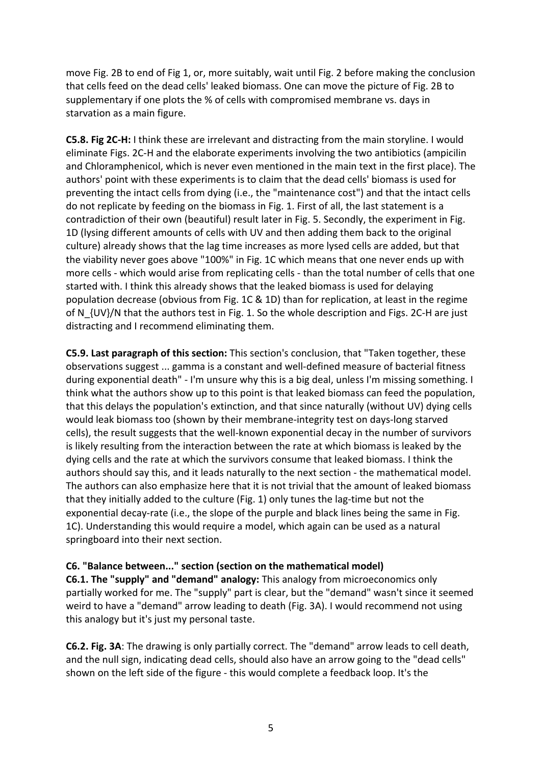move Fig. 2B to end of Fig 1, or, more suitably, wait until Fig. 2 before making the conclusion that cells feed on the dead cells' leaked biomass. One can move the picture of Fig. 2B to supplementary if one plots the % of cells with compromised membrane vs. days in starvation as a main figure.

**C5.8. Fig 2C-H:** I think these are irrelevant and distracting from the main storyline. I would eliminate Figs. 2C-H and the elaborate experiments involving the two antibiotics (ampicilin and Chloramphenicol, which is never even mentioned in the main text in the first place). The authors' point with these experiments is to claim that the dead cells' biomass is used for preventing the intact cells from dying (i.e., the "maintenance cost") and that the intact cells do not replicate by feeding on the biomass in Fig. 1. First of all, the last statement is a contradiction of their own (beautiful) result later in Fig. 5. Secondly, the experiment in Fig. 1D (lysing different amounts of cells with UV and then adding them back to the original culture) already shows that the lag time increases as more lysed cells are added, but that the viability never goes above "100%" in Fig. 1C which means that one never ends up with more cells - which would arise from replicating cells - than the total number of cells that one started with. I think this already shows that the leaked biomass is used for delaying population decrease (obvious from Fig. 1C & 1D) than for replication, at least in the regime of $N_{UV}/N$ that the authors test in Fig. 1. So the whole description and Figs. 2C-H are just distracting and I recommend eliminating them.

**C5.9. Last paragraph of this section:** This section's conclusion, that "Taken together, these observations suggest ... gamma is a constant and well-defined measure of bacterial fitness during exponential death" - I'm unsure why this is a big deal, unless I'm missing something. I think what the authors show up to this point is that leaked biomass can feed the population, that this delays the population's extinction, and that since naturally (without UV) dying cells would leak biomass too (shown by their membrane-integrity test on days-long starved cells), the result suggests that the well-known exponential decay in the number of survivors is likely resulting from the interaction between the rate at which biomass is leaked by the dying cells and the rate at which the survivors consume that leaked biomass. I think the authors should say this, and it leads naturally to the next section - the mathematical model. The authors can also emphasize here that it is not trivial that the amount of leaked biomass that they initially added to the culture (Fig. 1) only tunes the lag-time but not the exponential decay-rate (i.e., the slope of the purple and black lines being the same in Fig. 1C). Understanding this would require a model, which again can be used as a natural springboard into their next section.

**C6. "Balance between..." section (section on the mathematical model)**

**C6.1. The "supply" and "demand" analogy:** This analogy from microeconomics only partially worked for me. The "supply" part is clear, but the "demand" wasn't since it seemed weird to have a "demand" arrow leading to death (Fig. 3A). I would recommend not using this analogy but it's just my personal taste.

**C6.2. Fig. 3A**: The drawing is only partially correct. The "demand" arrow leads to cell death, and the null sign, indicating dead cells, should also have an arrow going to the "dead cells" shown on the left side of the figure - this would complete a feedback loop. It's the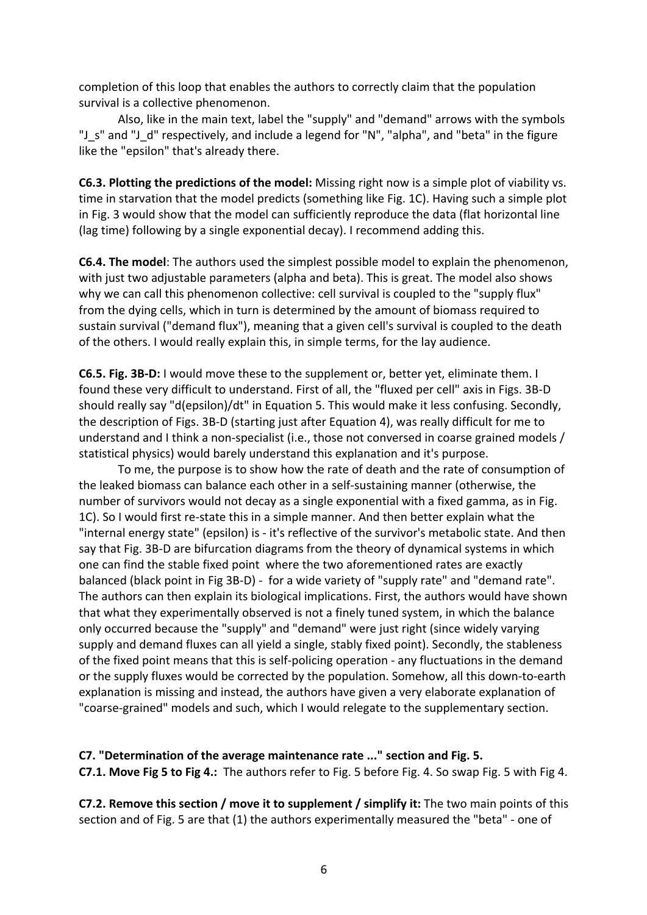completion of this loop that enables the authors to correctly claim that the population survival is a collective phenomenon.

Also, like in the main text, label the "supply" and "demand" arrows with the symbols "J_s" and "J_d" respectively, and include a legend for "N", "alpha", and "beta" in the figure like the "epsilon" that's already there.

**C6.3. Plotting the predictions of the model:** Missing right now is a simple plot of viability vs. time in starvation that the model predicts (something like Fig. 1C). Having such a simple plot in Fig. 3 would show that the model can sufficiently reproduce the data (flat horizontal line (lag time) following by a single exponential decay). I recommend adding this.

**C6.4. The model**: The authors used the simplest possible model to explain the phenomenon, with just two adjustable parameters (alpha and beta). This is great. The model also shows why we can call this phenomenon collective: cell survival is coupled to the "supply flux" from the dying cells, which in turn is determined by the amount of biomass required to sustain survival ("demand flux"), meaning that a given cell's survival is coupled to the death of the others. I would really explain this, in simple terms, for the lay audience.

**C6.5. Fig. 3B-D:** I would move these to the supplement or, better yet, eliminate them. I found these very difficult to understand. First of all, the "fluxed per cell" axis in Figs. 3B-D should really say "d(epsilon)/dt" in Equation 5. This would make it less confusing. Secondly, the description of Figs. 3B-D (starting just after Equation 4), was really difficult for me to understand and I think a non-specialist (i.e., those not conversed in coarse grained models / statistical physics) would barely understand this explanation and it's purpose.

To me, the purpose is to show how the rate of death and the rate of consumption of the leaked biomass can balance each other in a self-sustaining manner (otherwise, the number of survivors would not decay as a single exponential with a fixed gamma, as in Fig. 1C). So I would first re-state this in a simple manner. And then better explain what the "internal energy state" (epsilon) is - it's reflective of the survivor's metabolic state. And then say that Fig. 3B-D are bifurcation diagrams from the theory of dynamical systems in which one can find the stable fixed point where the two aforementioned rates are exactly balanced (black point in Fig 3B-D) - for a wide variety of "supply rate" and "demand rate". The authors can then explain its biological implications. First, the authors would have shown that what they experimentally observed is not a finely tuned system, in which the balance only occurred because the "supply" and "demand" were just right (since widely varying supply and demand fluxes can all yield a single, stably fixed point). Secondly, the stableness of the fixed point means that this is self-policing operation - any fluctuations in the demand or the supply fluxes would be corrected by the population. Somehow, all this down-to-earth explanation is missing and instead, the authors have given a very elaborate explanation of "coarse-grained" models and such, which I would relegate to the supplementary section.

**C7. "Determination of the average maintenance rate ..." section and Fig. 5.**

**C7.1. Move Fig 5 to Fig 4.:** The authors refer to Fig. 5 before Fig. 4. So swap Fig. 5 with Fig 4.

**C7.2. Remove this section / move it to supplement / simplify it:** The two main points of this section and of Fig. 5 are that (1) the authors experimentally measured the "beta" - one of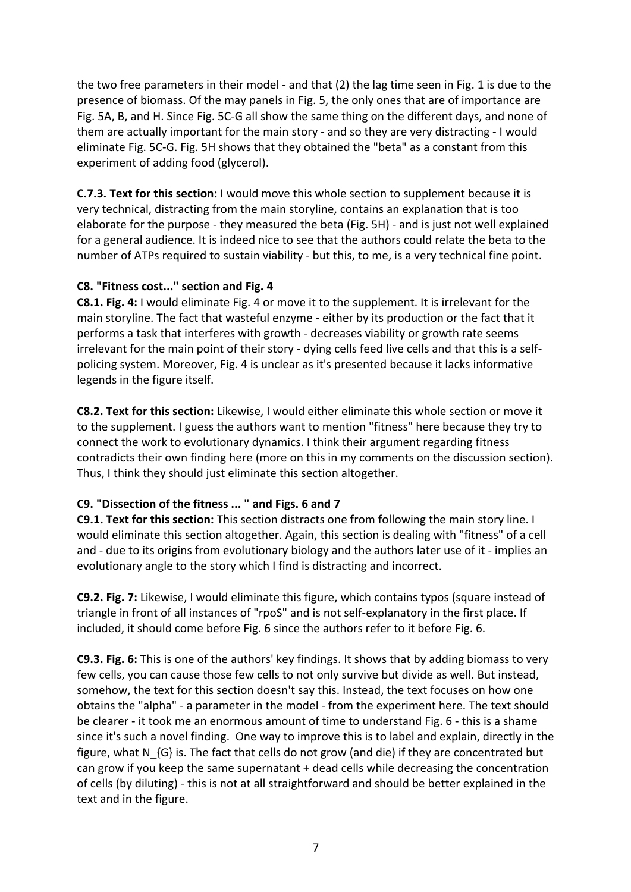the two free parameters in their model - and that (2) the lag time seen in Fig. 1 is due to the presence of biomass. Of the may panels in Fig. 5, the only ones that are of importance are Fig. 5A, B, and H. Since Fig. 5C-G all show the same thing on the different days, and none of them are actually important for the main story - and so they are very distracting - I would eliminate Fig. 5C-G. Fig. 5H shows that they obtained the "beta" as a constant from this experiment of adding food (glycerol).

**C.7.3. Text for this section:** I would move this whole section to supplement because it is very technical, distracting from the main storyline, contains an explanation that is too elaborate for the purpose - they measured the beta (Fig. 5H) - and is just not well explained for a general audience. It is indeed nice to see that the authors could relate the beta to the number of ATPs required to sustain viability - but this, to me, is a very technical fine point.

**C8. "Fitness cost..." section and Fig. 4**

**C8.1. Fig. 4:** I would eliminate Fig. 4 or move it to the supplement. It is irrelevant for the main storyline. The fact that wasteful enzyme - either by its production or the fact that it performs a task that interferes with growth - decreases viability or growth rate seems irrelevant for the main point of their story - dying cells feed live cells and that this is a self-policing system. Moreover, Fig. 4 is unclear as it's presented because it lacks informative legends in the figure itself.

**C8.2. Text for this section:** Likewise, I would either eliminate this whole section or move it to the supplement. I guess the authors want to mention "fitness" here because they try to connect the work to evolutionary dynamics. I think their argument regarding fitness contradicts their own finding here (more on this in my comments on the discussion section). Thus, I think they should just eliminate this section altogether.

**C9. "Dissection of the fitness ... " and Figs. 6 and 7**

**C9.1. Text for this section:** This section distracts one from following the main story line. I would eliminate this section altogether. Again, this section is dealing with "fitness" of a cell and - due to its origins from evolutionary biology and the authors later use of it - implies an evolutionary angle to the story which I find is distracting and incorrect.

**C9.2. Fig. 7:** Likewise, I would eliminate this figure, which contains typos (square instead of triangle in front of all instances of "rpoS" and is not self-explanatory in the first place. If included, it should come before Fig. 6 since the authors refer to it before Fig. 6.

**C9.3. Fig. 6:** This is one of the authors' key findings. It shows that by adding biomass to very few cells, you can cause those few cells to not only survive but divide as well. But instead, somehow, the text for this section doesn't say this. Instead, the text focuses on how one obtains the "alpha" - a parameter in the model - from the experiment here. The text should be clearer - it took me an enormous amount of time to understand Fig. 6 - this is a shame since it's such a novel finding. One way to improve this is to label and explain, directly in the figure, what N_{G} is. The fact that cells do not grow (and die) if they are concentrated but can grow if you keep the same supernatant + dead cells while decreasing the concentration of cells (by diluting) - this is not at all straightforward and should be better explained in the text and in the figure.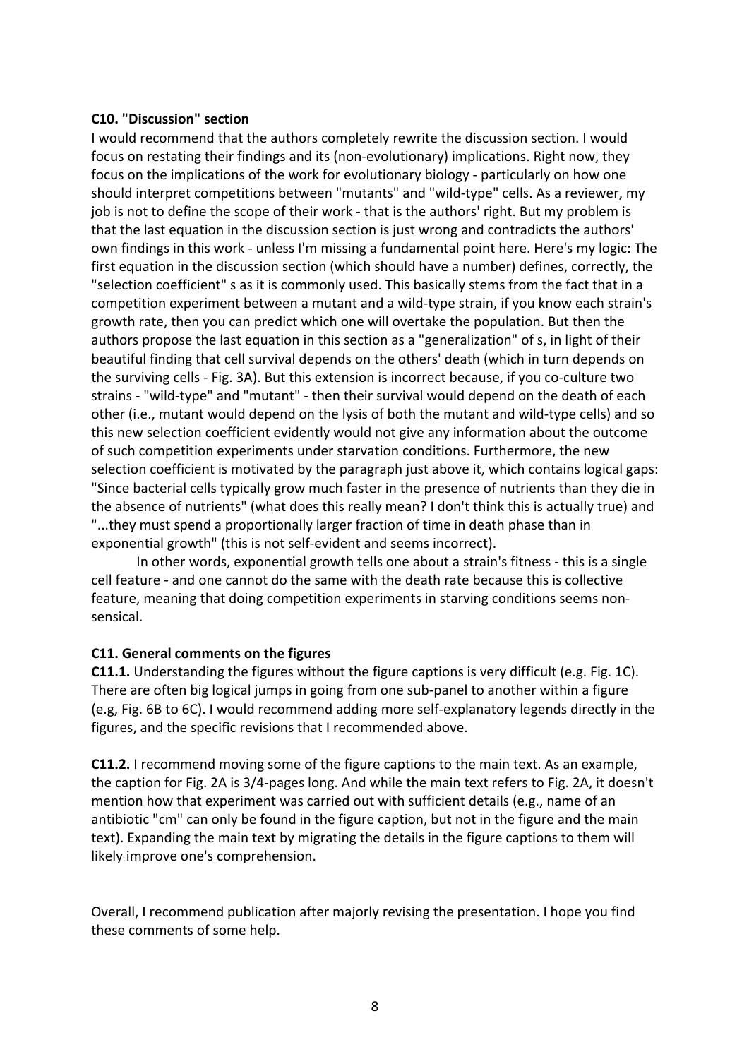**C10. "Discussion" section**

I would recommend that the authors completely rewrite the discussion section. I would focus on restating their findings and its (non-evolutionary) implications. Right now, they focus on the implications of the work for evolutionary biology - particularly on how one should interpret competitions between "mutants" and "wild-type" cells. As a reviewer, my job is not to define the scope of their work - that is the authors' right. But my problem is that the last equation in the discussion section is just wrong and contradicts the authors' own findings in this work - unless I'm missing a fundamental point here. Here's my logic: The first equation in the discussion section (which should have a number) defines, correctly, the "selection coefficient" s as it is commonly used. This basically stems from the fact that in a competition experiment between a mutant and a wild-type strain, if you know each strain's growth rate, then you can predict which one will overtake the population. But then the authors propose the last equation in this section as a "generalization" of s, in light of their beautiful finding that cell survival depends on the others' death (which in turn depends on the surviving cells - Fig. 3A). But this extension is incorrect because, if you co-culture two strains - "wild-type" and "mutant" - then their survival would depend on the death of each other (i.e., mutant would depend on the lysis of both the mutant and wild-type cells) and so this new selection coefficient evidently would not give any information about the outcome of such competition experiments under starvation conditions. Furthermore, the new selection coefficient is motivated by the paragraph just above it, which contains logical gaps: "Since bacterial cells typically grow much faster in the presence of nutrients than they die in the absence of nutrients" (what does this really mean? I don't think this is actually true) and "...they must spend a proportionally larger fraction of time in death phase than in exponential growth" (this is not self-evident and seems incorrect).

In other words, exponential growth tells one about a strain's fitness - this is a single cell feature - and one cannot do the same with the death rate because this is collective feature, meaning that doing competition experiments in starving conditions seems non-sensical.

**C11. General comments on the figures**

**C11.1.** Understanding the figures without the figure captions is very difficult (e.g. Fig. 1C). There are often big logical jumps in going from one sub-panel to another within a figure (e.g, Fig. 6B to 6C). I would recommend adding more self-explanatory legends directly in the figures, and the specific revisions that I recommended above.

**C11.2.** I recommend moving some of the figure captions to the main text. As an example, the caption for Fig. 2A is 3/4-pages long. And while the main text refers to Fig. 2A, it doesn't mention how that experiment was carried out with sufficient details (e.g., name of an antibiotic "cm" can only be found in the figure caption, but not in the figure and the main text). Expanding the main text by migrating the details in the figure captions to them will likely improve one's comprehension.

Overall, I recommend publication after majorly revising the presentation. I hope you find these comments of some help.